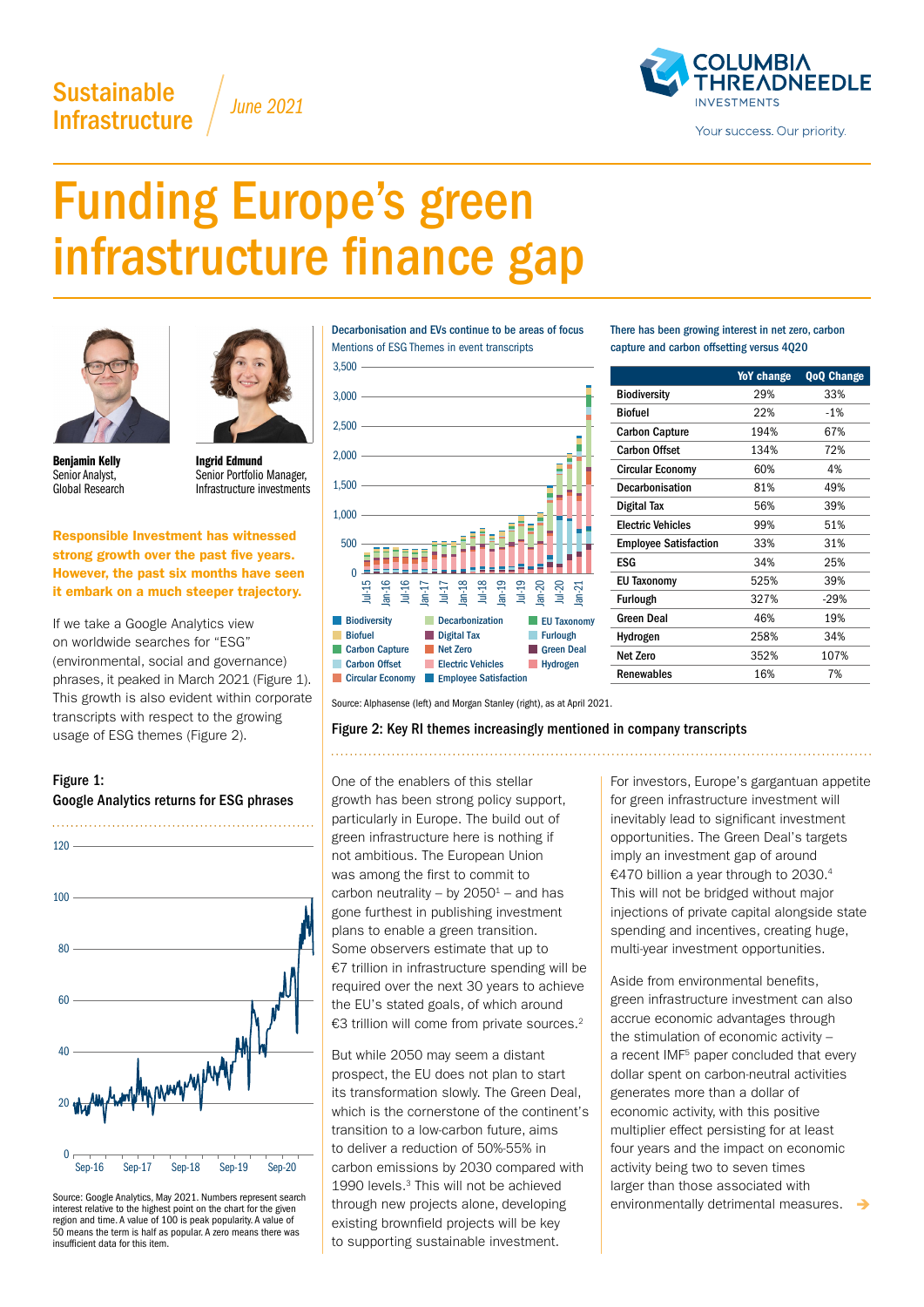Sustainable Infrastructure | June 2021

# Funding Europe's green infrastructure finance gap

**Benjamin Kelly**
Senior Analyst,
Global Research

**Ingrid Edmund**
Senior Portfolio Manager,
Infrastructure investments

**Responsible Investment has witnessed strong growth over the past five years. However, the past six months have seen it embark on a much steeper trajectory.**

If we take a Google Analytics view on worldwide searches for "ESG" (environmental, social and governance) phrases, it peaked in March 2021 (Figure 1). This growth is also evident within corporate transcripts with respect to the growing usage of ESG themes (Figure 2).

**Figure 1:**
**Google Analytics returns for ESG phrases**

120
100
80
60
40
20
0
Sep-16 Sep-17 Sep-18 Sep-19 Sep-20

Source: Google Analytics, May 2021. Numbers represent search interest relative to the highest point on the chart for the given region and time. A value of 100 is peak popularity. A value of 50 means the term is half as popular. A zero means there was insufficient data for this item.

Decarbonisation and EVs continue to be areas of focus
Mentions of ESG Themes in event transcripts

3,500
3,000
2,500
2,000
1,500
1,000
500
0
Jul-15 Jan-16 Jul-16 Jan-17 Jul-17 Jan-18 Jul-18 Jan-19 Jul-19 Jan-20 Jul-20 Jan-21

Biodiversity, Decarbonization, EU Taxonomy, Biofuel, Digital Tax, Furlough, Carbon Capture, Net Zero, Green Deal, Carbon Offset, Electric Vehicles, Hydrogen, Circular Economy, Employee Satisfaction

There has been growing interest in net zero, carbon capture and carbon offsetting versus 4Q20

| | YoY change | QoQ Change |
|---|---|---|
| Biodiversity | 29% | 33% |
| Biofuel | 22% | -1% |
| Carbon Capture | 194% | 67% |
| Carbon Offset | 134% | 72% |
| Circular Economy | 60% | 4% |
| Decarbonisation | 81% | 49% |
| Digital Tax | 56% | 39% |
| Electric Vehicles | 99% | 51% |
| Employee Satisfaction | 33% | 31% |
| ESG | 34% | 25% |
| EU Taxonomy | 525% | 39% |
| Furlough | 327% | -29% |
| Green Deal | 46% | 19% |
| Hydrogen | 258% | 34% |
| Net Zero | 352% | 107% |
| Renewables | 16% | 7% |

Source: Alphasense (left) and Morgan Stanley (right), as at April 2021.

**Figure 2: Key RI themes increasingly mentioned in company transcripts**

One of the enablers of this stellar growth has been strong policy support, particularly in Europe. The build out of green infrastructure here is nothing if not ambitious. The European Union was among the first to commit to carbon neutrality – by 2050[1] – and has gone furthest in publishing investment plans to enable a green transition. Some observers estimate that up to €7 trillion in infrastructure spending will be required over the next 30 years to achieve the EU's stated goals, of which around €3 trillion will come from private sources.[2]

But while 2050 may seem a distant prospect, the EU does not plan to start its transformation slowly. The Green Deal, which is the cornerstone of the continent's transition to a low-carbon future, aims to deliver a reduction of 50%-55% in carbon emissions by 2030 compared with 1990 levels.[3] This will not be achieved through new projects alone, developing existing brownfield projects will be key to supporting sustainable investment.

For investors, Europe's gargantuan appetite for green infrastructure investment will inevitably lead to significant investment opportunities. The Green Deal's targets imply an investment gap of around €470 billion a year through to 2030.[4] This will not be bridged without major injections of private capital alongside state spending and incentives, creating huge, multi-year investment opportunities.

Aside from environmental benefits, green infrastructure investment can also accrue economic advantages through the stimulation of economic activity – a recent IMF[5] paper concluded that every dollar spent on carbon-neutral activities generates more than a dollar of economic activity, with this positive multiplier effect persisting for at least four years and the impact on economic activity being two to seven times larger than those associated with environmentally detrimental measures.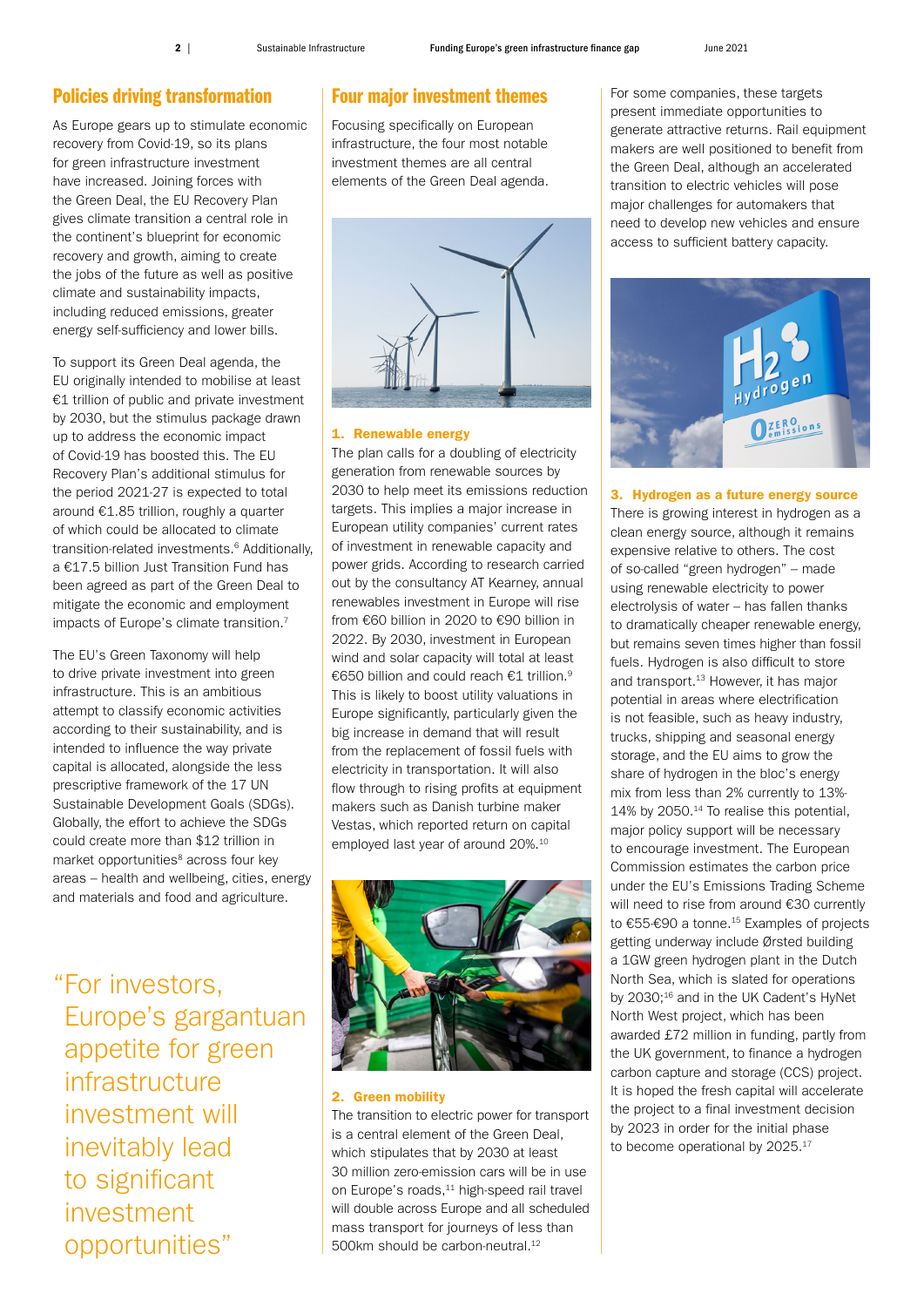## Policies driving transformation

As Europe gears up to stimulate economic recovery from Covid-19, so its plans for green infrastructure investment have increased. Joining forces with the Green Deal, the EU Recovery Plan gives climate transition a central role in the continent's blueprint for economic recovery and growth, aiming to create the jobs of the future as well as positive climate and sustainability impacts, including reduced emissions, greater energy self-sufficiency and lower bills.

To support its Green Deal agenda, the EU originally intended to mobilise at least €1 trillion of public and private investment by 2030, but the stimulus package drawn up to address the economic impact of Covid-19 has boosted this. The EU Recovery Plan's additional stimulus for the period 2021-27 is expected to total around €1.85 trillion, roughly a quarter of which could be allocated to climate transition-related investments.[6] Additionally, a €17.5 billion Just Transition Fund has been agreed as part of the Green Deal to mitigate the economic and employment impacts of Europe's climate transition.[7]

The EU's Green Taxonomy will help to drive private investment into green infrastructure. This is an ambitious attempt to classify economic activities according to their sustainability, and is intended to influence the way private capital is allocated, alongside the less prescriptive framework of the 17 UN Sustainable Development Goals (SDGs). Globally, the effort to achieve the SDGs could create more than $12 trillion in market opportunities[8] across four key areas – health and wellbeing, cities, energy and materials and food and agriculture.

"For investors, Europe's gargantuan appetite for green infrastructure investment will inevitably lead to significant investment opportunities"

## Four major investment themes

Focusing specifically on European infrastructure, the four most notable investment themes are all central elements of the Green Deal agenda.

### 1. Renewable energy

The plan calls for a doubling of electricity generation from renewable sources by 2030 to help meet its emissions reduction targets. This implies a major increase in European utility companies' current rates of investment in renewable capacity and power grids. According to research carried out by the consultancy AT Kearney, annual renewables investment in Europe will rise from €60 billion in 2020 to €90 billion in 2022. By 2030, investment in European wind and solar capacity will total at least €650 billion and could reach €1 trillion.[9] This is likely to boost utility valuations in Europe significantly, particularly given the big increase in demand that will result from the replacement of fossil fuels with electricity in transportation. It will also flow through to rising profits at equipment makers such as Danish turbine maker Vestas, which reported return on capital employed last year of around 20%.[10]

### 2. Green mobility

The transition to electric power for transport is a central element of the Green Deal, which stipulates that by 2030 at least 30 million zero-emission cars will be in use on Europe's roads,[11] high-speed rail travel will double across Europe and all scheduled mass transport for journeys of less than 500km should be carbon-neutral.[12]

For some companies, these targets present immediate opportunities to generate attractive returns. Rail equipment makers are well positioned to benefit from the Green Deal, although an accelerated transition to electric vehicles will pose major challenges for automakers that need to develop new vehicles and ensure access to sufficient battery capacity.

### 3. Hydrogen as a future energy source

There is growing interest in hydrogen as a clean energy source, although it remains expensive relative to others. The cost of so-called "green hydrogen" – made using renewable electricity to power electrolysis of water – has fallen thanks to dramatically cheaper renewable energy, but remains seven times higher than fossil fuels. Hydrogen is also difficult to store and transport.[13] However, it has major potential in areas where electrification is not feasible, such as heavy industry, trucks, shipping and seasonal energy storage, and the EU aims to grow the share of hydrogen in the bloc's energy mix from less than 2% currently to 13%-14% by 2050.[14] To realise this potential, major policy support will be necessary to encourage investment. The European Commission estimates the carbon price under the EU's Emissions Trading Scheme will need to rise from around €30 currently to €55-€90 a tonne.[15] Examples of projects getting underway include Ørsted building a 1GW green hydrogen plant in the Dutch North Sea, which is slated for operations by 2030;[16] and in the UK Cadent's HyNet North West project, which has been awarded £72 million in funding, partly from the UK government, to finance a hydrogen carbon capture and storage (CCS) project. It is hoped the fresh capital will accelerate the project to a final investment decision by 2023 in order for the initial phase to become operational by 2025.[17]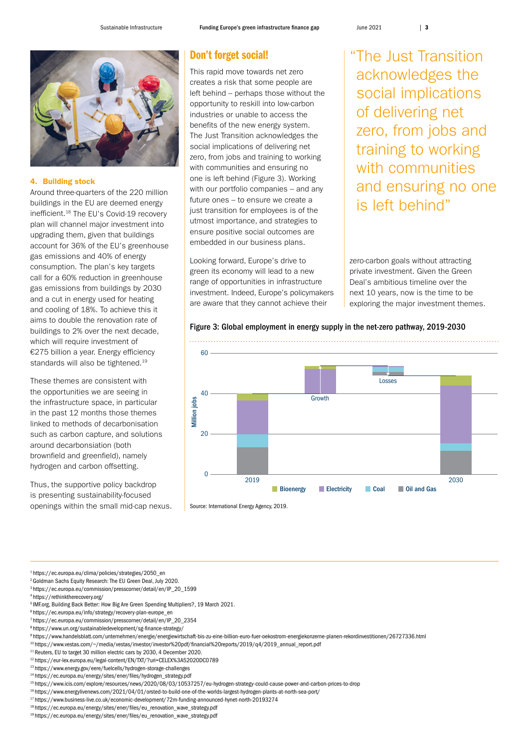## 4. Building stock

Around three-quarters of the 220 million buildings in the EU are deemed energy inefficient.[18] The EU's Covid-19 recovery plan will channel major investment into upgrading them, given that buildings account for 36% of the EU's greenhouse gas emissions and 40% of energy consumption. The plan's key targets call for a 60% reduction in greenhouse gas emissions from buildings by 2030 and a cut in energy used for heating and cooling of 18%. To achieve this it aims to double the renovation rate of buildings to 2% over the next decade, which will require investment of €275 billion a year. Energy efficiency standards will also be tightened.[19]

These themes are consistent with the opportunities we are seeing in the infrastructure space, in particular in the past 12 months those themes linked to methods of decarbonisation such as carbon capture, and solutions around decarbonsiation (both brownfield and greenfield), namely hydrogen and carbon offsetting.

Thus, the supportive policy backdrop is presenting sustainability-focused openings within the small mid-cap nexus.

## Don't forget social!

This rapid move towards net zero creates a risk that some people are left behind – perhaps those without the opportunity to reskill into low-carbon industries or unable to access the benefits of the new energy system. The Just Transition acknowledges the social implications of delivering net zero, from jobs and training to working with communities and ensuring no one is left behind (Figure 3). Working with our portfolio companies – and any future ones – to ensure we create a just transition for employees is of the utmost importance, and strategies to ensure positive social outcomes are embedded in our business plans.

> "The Just Transition acknowledges the social implications of delivering net zero, from jobs and training to working with communities and ensuring no one is left behind"

Looking forward, Europe's drive to green its economy will lead to a new range of opportunities in infrastructure investment. Indeed, Europe's policymakers are aware that they cannot achieve their zero-carbon goals without attracting private investment. Given the Green Deal's ambitious timeline over the next 10 years, now is the time to be exploring the major investment themes.

**Figure 3: Global employment in energy supply in the net-zero pathway, 2019-2030**

Million jobs
60
40
20
0
2019
Growth
Losses
2030
Bioenergy
Electricity
Coal
Oil and Gas

Source: International Energy Agency, 2019.

---

[1] https://ec.europa.eu/clima/policies/strategies/2050_en
[2] Goldman Sachs Equity Research: The EU Green Deal, July 2020.
[3] https://ec.europa.eu/commission/presscorner/detail/en/IP_20_1599
[4] https://rethinktherecovery.org/
[5] IMF.org, Building Back Better: How Big Are Green Spending Multipliers?, 19 March 2021.
[6] https://ec.europa.eu/info/strategy/recovery-plan-europe_en
[7] https://ec.europa.eu/commission/presscorner/detail/en/IP_20_2354
[8] https://www.un.org/sustainabledevelopment/sg-finance-strategy/
[9] https://www.handelsblatt.com/unternehmen/energie/energiewirtschaft-bis-zu-eine-billion-euro-fuer-oekostrom-energiekonzerne-planen-rekordinvestitionen/26727336.html
[10] https://www.vestas.com/~/media/vestas/investor/investor%20pdf/financial%20reports/2019/q4/2019_annual_report.pdf
[11] Reuters, EU to target 30 million electric cars by 2030, 4 December 2020.
[12] https://eur-lex.europa.eu/legal-content/EN/TXT/?uri=CELEX%3A52020DC0789
[13] https://www.energy.gov/eere/fuelcells/hydrogen-storage-challenges
[14] https://ec.europa.eu/energy/sites/ener/files/hydrogen_strategy.pdf
[15] https://www.icis.com/explore/resources/news/2020/08/03/10537257/eu-hydrogen-strategy-could-cause-power-and-carbon-prices-to-drop
[16] https://www.energylivenews.com/2021/04/01/orsted-to-build-one-of-the-worlds-largest-hydrogen-plants-at-north-sea-port/
[17] https://www.business-live.co.uk/economic-development/72m-funding-announced-hynet-north-20193274
[18] https://ec.europa.eu/energy/sites/ener/files/eu_renovation_wave_strategy.pdf
[19] https://ec.europa.eu/energy/sites/ener/files/eu_renovation_wave_strategy.pdf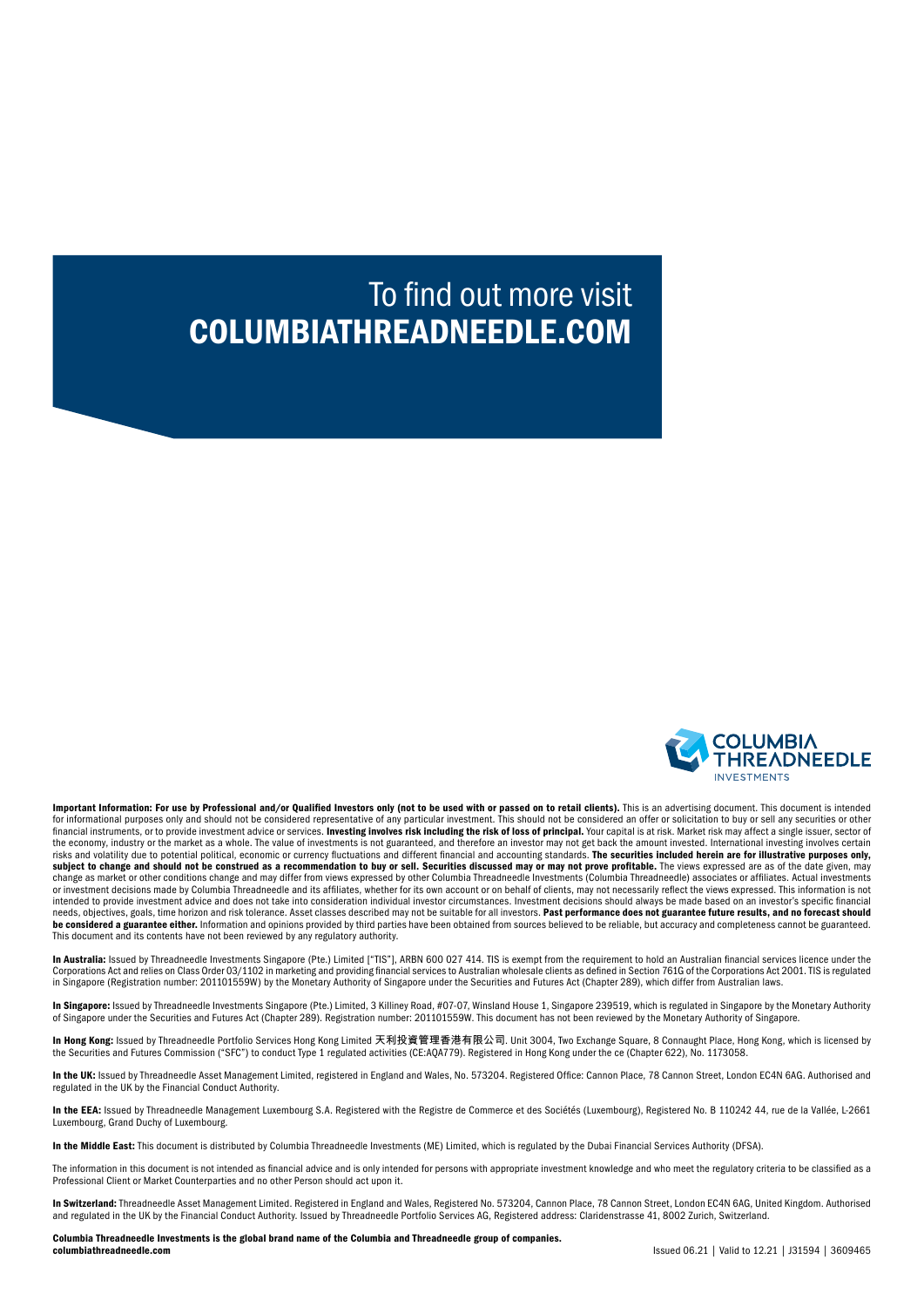To find out more visit
**COLUMBIATHREADNEEDLE.COM**

**Important Information: For use by Professional and/or Qualified Investors only (not to be used with or passed on to retail clients).** This is an advertising document. This document is intended for informational purposes only and should not be considered representative of any particular investment. This should not be considered an offer or solicitation to buy or sell any securities or other financial instruments, or to provide investment advice or services. **Investing involves risk including the risk of loss of principal.** Your capital is at risk. Market risk may affect a single issuer, sector of the economy, industry or the market as a whole. The value of investments is not guaranteed, and therefore an investor may not get back the amount invested. International investing involves certain risks and volatility due to potential political, economic or currency fluctuations and different financial and accounting standards. **The securities included herein are for illustrative purposes only, subject to change and should not be construed as a recommendation to buy or sell. Securities discussed may or may not prove profitable.** The views expressed are as of the date given, may change as market or other conditions change and may differ from views expressed by other Columbia Threadneedle Investments (Columbia Threadneedle) associates or affiliates. Actual investments or investment decisions made by Columbia Threadneedle and its affiliates, whether for its own account or on behalf of clients, may not necessarily reflect the views expressed. This information is not intended to provide investment advice and does not take into consideration individual investor circumstances. Investment decisions should always be made based on an investor's specific financial needs, objectives, goals, time horizon and risk tolerance. Asset classes described may not be suitable for all investors. **Past performance does not guarantee future results, and no forecast should be considered a guarantee either.** Information and opinions provided by third parties have been obtained from sources believed to be reliable, but accuracy and completeness cannot be guaranteed. This document and its contents have not been reviewed by any regulatory authority.

**In Australia:** Issued by Threadneedle Investments Singapore (Pte.) Limited ["TIS"], ARBN 600 027 414. TIS is exempt from the requirement to hold an Australian financial services licence under the Corporations Act and relies on Class Order 03/1102 in marketing and providing financial services to Australian wholesale clients as defined in Section 761G of the Corporations Act 2001. TIS is regulated in Singapore (Registration number: 201101559W) by the Monetary Authority of Singapore under the Securities and Futures Act (Chapter 289), which differ from Australian laws.

**In Singapore:** Issued by Threadneedle Investments Singapore (Pte.) Limited, 3 Killiney Road, #07-07, Winsland House 1, Singapore 239519, which is regulated in Singapore by the Monetary Authority of Singapore under the Securities and Futures Act (Chapter 289). Registration number: 201101559W. This document has not been reviewed by the Monetary Authority of Singapore.

**In Hong Kong:** Issued by Threadneedle Portfolio Services Hong Kong Limited 天利投資管理香港有限公司. Unit 3004, Two Exchange Square, 8 Connaught Place, Hong Kong, which is licensed by the Securities and Futures Commission ("SFC") to conduct Type 1 regulated activities (CE:AQA779). Registered in Hong Kong under the ce (Chapter 622), No. 1173058.

**In the UK:** Issued by Threadneedle Asset Management Limited, registered in England and Wales, No. 573204. Registered Office: Cannon Place, 78 Cannon Street, London EC4N 6AG. Authorised and regulated in the UK by the Financial Conduct Authority.

**In the EEA:** Issued by Threadneedle Management Luxembourg S.A. Registered with the Registre de Commerce et des Sociétés (Luxembourg), Registered No. B 110242 44, rue de la Vallée, L-2661 Luxembourg, Grand Duchy of Luxembourg.

**In the Middle East:** This document is distributed by Columbia Threadneedle Investments (ME) Limited, which is regulated by the Dubai Financial Services Authority (DFSA).

The information in this document is not intended as financial advice and is only intended for persons with appropriate investment knowledge and who meet the regulatory criteria to be classified as a Professional Client or Market Counterparties and no other Person should act upon it.

**In Switzerland:** Threadneedle Asset Management Limited. Registered in England and Wales, Registered No. 573204, Cannon Place, 78 Cannon Street, London EC4N 6AG, United Kingdom. Authorised and regulated in the UK by the Financial Conduct Authority. Issued by Threadneedle Portfolio Services AG, Registered address: Claridenstrasse 41, 8002 Zurich, Switzerland.

**Columbia Threadneedle Investments is the global brand name of the Columbia and Threadneedle group of companies.**
**columbiathreadneedle.com**

Issued 06.21 | Valid to 12.21 | J31594 | 3609465